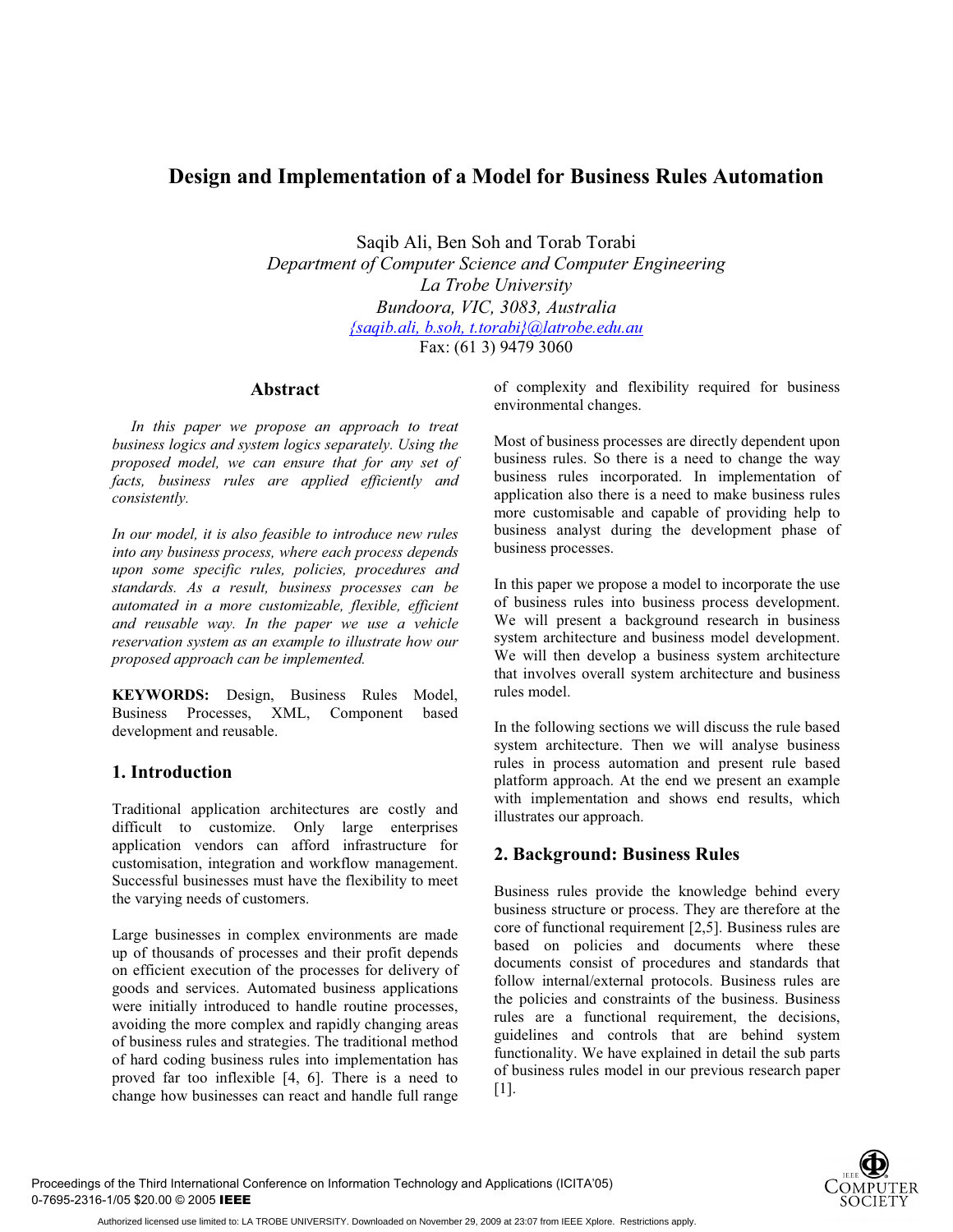# Design and Implementation of a Model for Business Rules Automation

Saqib Ali, Ben Soh and Torab Torabi
*Department of Computer Science and Computer Engineering*
*La Trobe University*
*Bundoora, VIC, 3083, Australia*
*{saqib.ali, b.soh, t.torabi}@latrobe.edu.au*
Fax: (61 3) 9479 3060

## Abstract

*In this paper we propose an approach to treat business logics and system logics separately. Using the proposed model, we can ensure that for any set of facts, business rules are applied efficiently and consistently.*

*In our model, it is also feasible to introduce new rules into any business process, where each process depends upon some specific rules, policies, procedures and standards. As a result, business processes can be automated in a more customizable, flexible, efficient and reusable way. In the paper we use a vehicle reservation system as an example to illustrate how our proposed approach can be implemented.*

**KEYWORDS:** Design, Business Rules Model, Business Processes, XML, Component based development and reusable.

## 1. Introduction

Traditional application architectures are costly and difficult to customize. Only large enterprises application vendors can afford infrastructure for customisation, integration and workflow management. Successful businesses must have the flexibility to meet the varying needs of customers.

Large businesses in complex environments are made up of thousands of processes and their profit depends on efficient execution of the processes for delivery of goods and services. Automated business applications were initially introduced to handle routine processes, avoiding the more complex and rapidly changing areas of business rules and strategies. The traditional method of hard coding business rules into implementation has proved far too inflexible [4, 6]. There is a need to change how businesses can react and handle full range of complexity and flexibility required for business environmental changes.

Most of business processes are directly dependent upon business rules. So there is a need to change the way business rules incorporated. In implementation of application also there is a need to make business rules more customisable and capable of providing help to business analyst during the development phase of business processes.

In this paper we propose a model to incorporate the use of business rules into business process development. We will present a background research in business system architecture and business model development. We will then develop a business system architecture that involves overall system architecture and business rules model.

In the following sections we will discuss the rule based system architecture. Then we will analyse business rules in process automation and present rule based platform approach. At the end we present an example with implementation and shows end results, which illustrates our approach.

## 2. Background: Business Rules

Business rules provide the knowledge behind every business structure or process. They are therefore at the core of functional requirement [2,5]. Business rules are based on policies and documents where these documents consist of procedures and standards that follow internal/external protocols. Business rules are the policies and constraints of the business. Business rules are a functional requirement, the decisions, guidelines and controls that are behind system functionality. We have explained in detail the sub parts of business rules model in our previous research paper [1].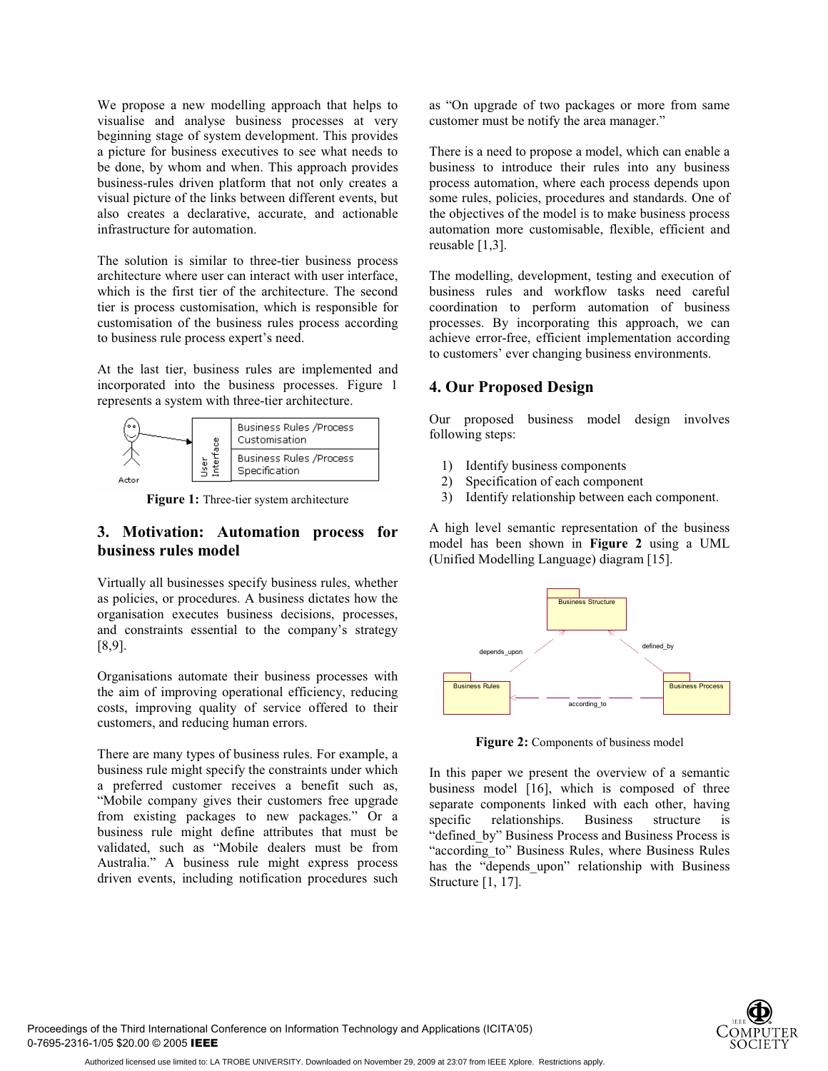We propose a new modelling approach that helps to visualise and analyse business processes at very beginning stage of system development. This provides a picture for business executives to see what needs to be done, by whom and when. This approach provides business-rules driven platform that not only creates a visual picture of the links between different events, but also creates a declarative, accurate, and actionable infrastructure for automation.

The solution is similar to three-tier business process architecture where user can interact with user interface, which is the first tier of the architecture. The second tier is process customisation, which is responsible for customisation of the business rules process according to business rule process expert's need.

At the last tier, business rules are implemented and incorporated into the business processes. Figure 1 represents a system with three-tier architecture.

**Figure 1:** Three-tier system architecture

## 3. Motivation: Automation process for business rules model

Virtually all businesses specify business rules, whether as policies, or procedures. A business dictates how the organisation executes business decisions, processes, and constraints essential to the company's strategy [8,9].

Organisations automate their business processes with the aim of improving operational efficiency, reducing costs, improving quality of service offered to their customers, and reducing human errors.

There are many types of business rules. For example, a business rule might specify the constraints under which a preferred customer receives a benefit such as, "Mobile company gives their customers free upgrade from existing packages to new packages." Or a business rule might define attributes that must be validated, such as "Mobile dealers must be from Australia." A business rule might express process driven events, including notification procedures such as "On upgrade of two packages or more from same customer must be notify the area manager."

There is a need to propose a model, which can enable a business to introduce their rules into any business process automation, where each process depends upon some rules, policies, procedures and standards. One of the objectives of the model is to make business process automation more customisable, flexible, efficient and reusable [1,3].

The modelling, development, testing and execution of business rules and workflow tasks need careful coordination to perform automation of business processes. By incorporating this approach, we can achieve error-free, efficient implementation according to customers' ever changing business environments.

## 4. Our Proposed Design

Our proposed business model design involves following steps:

1) Identify business components
2) Specification of each component
3) Identify relationship between each component.

A high level semantic representation of the business model has been shown in **Figure 2** using a UML (Unified Modelling Language) diagram [15].

**Figure 2:** Components of business model

In this paper we present the overview of a semantic business model [16], which is composed of three separate components linked with each other, having specific relationships. Business structure is "defined_by" Business Process and Business Process is "according_to" Business Rules, where Business Rules has the "depends_upon" relationship with Business Structure [1, 17].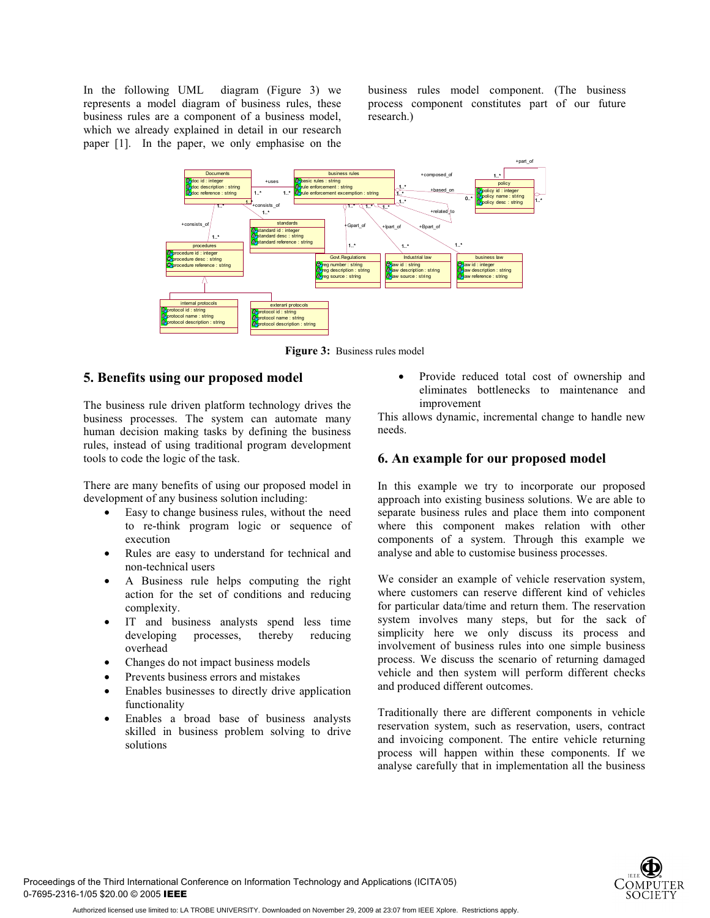In the following UML diagram (Figure 3) we represents a model diagram of business rules, these business rules are a component of a business model, which we already explained in detail in our research paper [1]. In the paper, we only emphasise on the business rules model component. (The business process component constitutes part of our future research.)

**Figure 3:** Business rules model

## 5. Benefits using our proposed model

The business rule driven platform technology drives the business processes. The system can automate many human decision making tasks by defining the business rules, instead of using traditional program development tools to code the logic of the task.

There are many benefits of using our proposed model in development of any business solution including:

- Easy to change business rules, without the need to re-think program logic or sequence of execution
- Rules are easy to understand for technical and non-technical users
- A Business rule helps computing the right action for the set of conditions and reducing complexity.
- IT and business analysts spend less time developing processes, thereby reducing overhead
- Changes do not impact business models
- Prevents business errors and mistakes
- Enables businesses to directly drive application functionality
- Enables a broad base of business analysts skilled in business problem solving to drive solutions
- Provide reduced total cost of ownership and eliminates bottlenecks to maintenance and improvement

This allows dynamic, incremental change to handle new needs.

## 6. An example for our proposed model

In this example we try to incorporate our proposed approach into existing business solutions. We are able to separate business rules and place them into component where this component makes relation with other components of a system. Through this example we analyse and able to customise business processes.

We consider an example of vehicle reservation system, where customers can reserve different kind of vehicles for particular data/time and return them. The reservation system involves many steps, but for the sack of simplicity here we only discuss its process and involvement of business rules into one simple business process. We discuss the scenario of returning damaged vehicle and then system will perform different checks and produced different outcomes.

Traditionally there are different components in vehicle reservation system, such as reservation, users, contract and invoicing component. The entire vehicle returning process will happen within these components. If we analyse carefully that in implementation all the business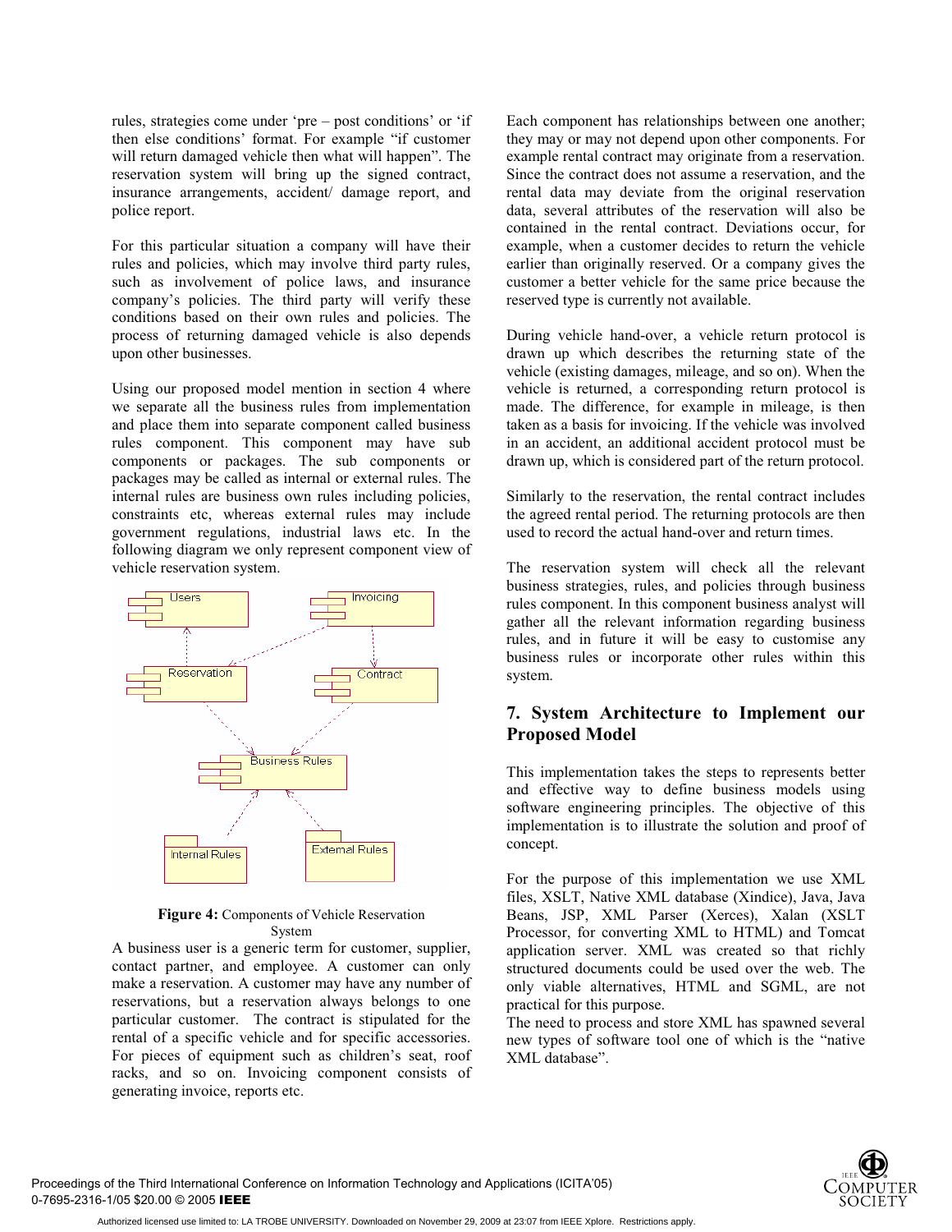rules, strategies come under 'pre – post conditions' or 'if then else conditions' format. For example "if customer will return damaged vehicle then what will happen". The reservation system will bring up the signed contract, insurance arrangements, accident/ damage report, and police report.

For this particular situation a company will have their rules and policies, which may involve third party rules, such as involvement of police laws, and insurance company's policies. The third party will verify these conditions based on their own rules and policies. The process of returning damaged vehicle is also depends upon other businesses.

Using our proposed model mention in section 4 where we separate all the business rules from implementation and place them into separate component called business rules component. This component may have sub components or packages. The sub components or packages may be called as internal or external rules. The internal rules are business own rules including policies, constraints etc, whereas external rules may include government regulations, industrial laws etc. In the following diagram we only represent component view of vehicle reservation system.

**Figure 4:** Components of Vehicle Reservation System

A business user is a generic term for customer, supplier, contact partner, and employee. A customer can only make a reservation. A customer may have any number of reservations, but a reservation always belongs to one particular customer. The contract is stipulated for the rental of a specific vehicle and for specific accessories. For pieces of equipment such as children's seat, roof racks, and so on. Invoicing component consists of generating invoice, reports etc.

Each component has relationships between one another; they may or may not depend upon other components. For example rental contract may originate from a reservation. Since the contract does not assume a reservation, and the rental data may deviate from the original reservation data, several attributes of the reservation will also be contained in the rental contract. Deviations occur, for example, when a customer decides to return the vehicle earlier than originally reserved. Or a company gives the customer a better vehicle for the same price because the reserved type is currently not available.

During vehicle hand-over, a vehicle return protocol is drawn up which describes the returning state of the vehicle (existing damages, mileage, and so on). When the vehicle is returned, a corresponding return protocol is made. The difference, for example in mileage, is then taken as a basis for invoicing. If the vehicle was involved in an accident, an additional accident protocol must be drawn up, which is considered part of the return protocol.

Similarly to the reservation, the rental contract includes the agreed rental period. The returning protocols are then used to record the actual hand-over and return times.

The reservation system will check all the relevant business strategies, rules, and policies through business rules component. In this component business analyst will gather all the relevant information regarding business rules, and in future it will be easy to customise any business rules or incorporate other rules within this system.

## 7. System Architecture to Implement our Proposed Model

This implementation takes the steps to represents better and effective way to define business models using software engineering principles. The objective of this implementation is to illustrate the solution and proof of concept.

For the purpose of this implementation we use XML files, XSLT, Native XML database (Xindice), Java, Java Beans, JSP, XML Parser (Xerces), Xalan (XSLT Processor, for converting XML to HTML) and Tomcat application server. XML was created so that richly structured documents could be used over the web. The only viable alternatives, HTML and SGML, are not practical for this purpose.

The need to process and store XML has spawned several new types of software tool one of which is the "native XML database".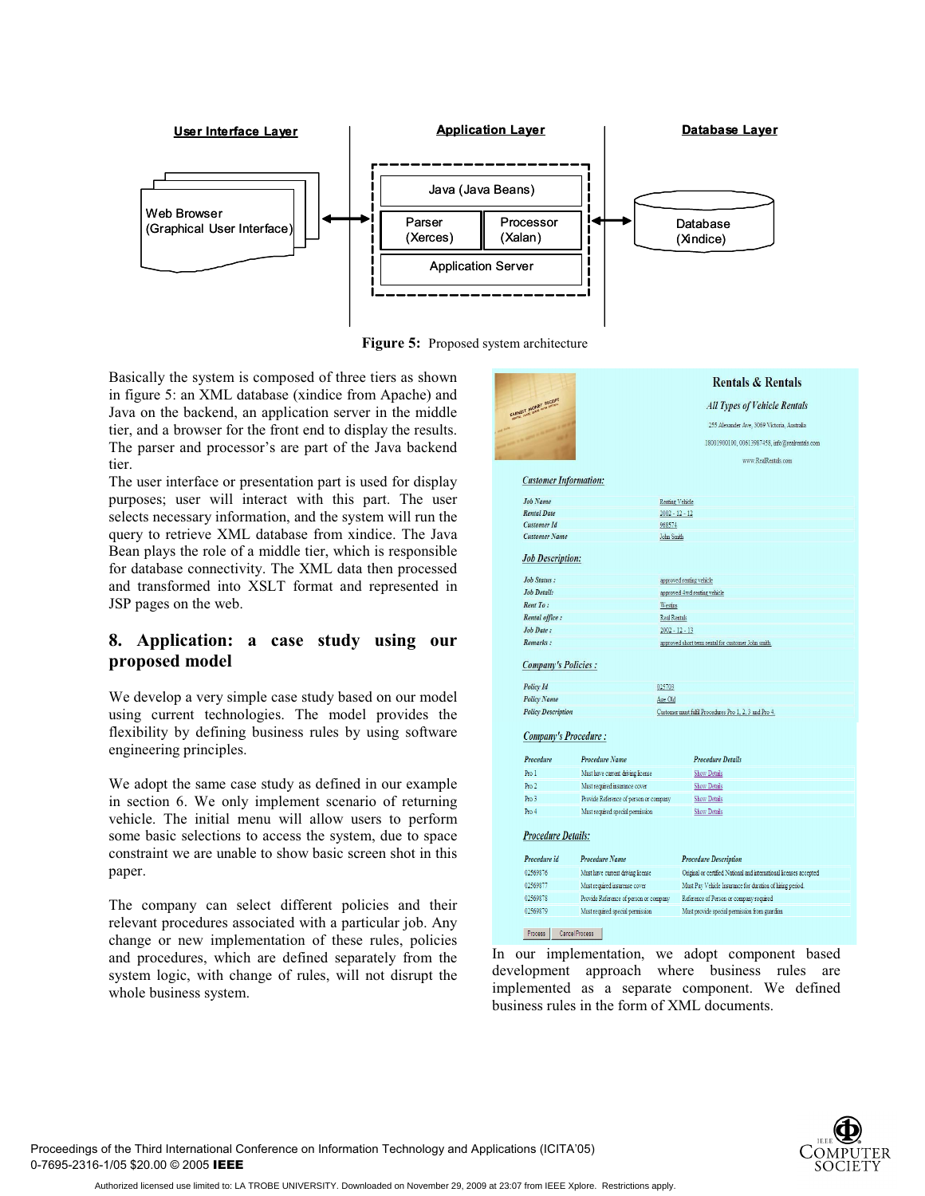**Figure 5:** Proposed system architecture

Basically the system is composed of three tiers as shown in figure 5: an XML database (xindice from Apache) and Java on the backend, an application server in the middle tier, and a browser for the front end to display the results. The parser and processor's are part of the Java backend tier.

The user interface or presentation part is used for display purposes; user will interact with this part. The user selects necessary information, and the system will run the query to retrieve XML database from xindice. The Java Bean plays the role of a middle tier, which is responsible for database connectivity. The XML data then processed and transformed into XSLT format and represented in JSP pages on the web.

## 8. Application: a case study using our proposed model

We develop a very simple case study based on our model using current technologies. The model provides the flexibility by defining business rules by using software engineering principles.

We adopt the same case study as defined in our example in section 6. We only implement scenario of returning vehicle. The initial menu will allow users to perform some basic selections to access the system, due to space constraint we are unable to show basic screen shot in this paper.

The company can select different policies and their relevant procedures associated with a particular job. Any change or new implementation of these rules, policies and procedures, which are defined separately from the system logic, with change of rules, will not disrupt the whole business system.

In our implementation, we adopt component based development approach where business rules are implemented as a separate component. We defined business rules in the form of XML documents.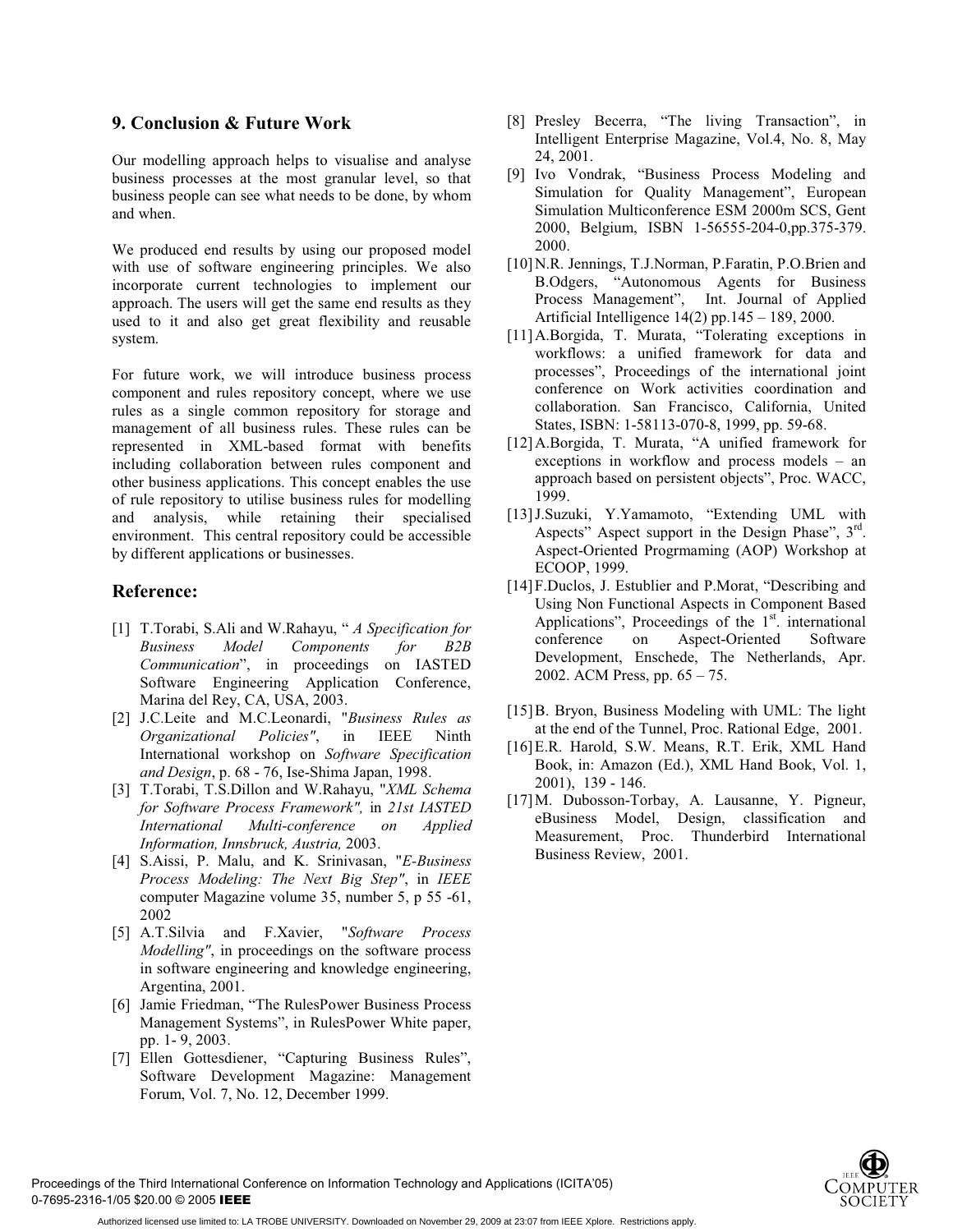## 9. Conclusion & Future Work

Our modelling approach helps to visualise and analyse business processes at the most granular level, so that business people can see what needs to be done, by whom and when.

We produced end results by using our proposed model with use of software engineering principles. We also incorporate current technologies to implement our approach. The users will get the same end results as they used to it and also get great flexibility and reusable system.

For future work, we will introduce business process component and rules repository concept, where we use rules as a single common repository for storage and management of all business rules. These rules can be represented in XML-based format with benefits including collaboration between rules component and other business applications. This concept enables the use of rule repository to utilise business rules for modelling and analysis, while retaining their specialised environment. This central repository could be accessible by different applications or businesses.

## Reference:

[1] T.Torabi, S.Ali and W.Rahayu, " *A Specification for Business Model Components for B2B Communication*", in proceedings on IASTED Software Engineering Application Conference, Marina del Rey, CA, USA, 2003.

[2] J.C.Leite and M.C.Leonardi, "*Business Rules as Organizational Policies"*, in IEEE Ninth International workshop on *Software Specification and Design*, p. 68 - 76, Ise-Shima Japan, 1998.

[3] T.Torabi, T.S.Dillon and W.Rahayu, "*XML Schema for Software Process Framework",* in *21st IASTED International Multi-conference on Applied Information, Innsbruck, Austria,* 2003.

[4] S.Aissi, P. Malu, and K. Srinivasan, "*E-Business Process Modeling: The Next Big Step"*, in *IEEE* computer Magazine volume 35, number 5, p 55 -61, 2002

[5] A.T.Silvia and F.Xavier, "*Software Process Modelling"*, in proceedings on the software process in software engineering and knowledge engineering, Argentina, 2001.

[6] Jamie Friedman, "The RulesPower Business Process Management Systems", in RulesPower White paper, pp. 1- 9, 2003.

[7] Ellen Gottesdiener, "Capturing Business Rules", Software Development Magazine: Management Forum, Vol. 7, No. 12, December 1999.

[8] Presley Becerra, "The living Transaction", in Intelligent Enterprise Magazine, Vol.4, No. 8, May 24, 2001.

[9] Ivo Vondrak, "Business Process Modeling and Simulation for Quality Management", European Simulation Multiconference ESM 2000m SCS, Gent 2000, Belgium, ISBN 1-56555-204-0,pp.375-379. 2000.

[10] N.R. Jennings, T.J.Norman, P.Faratin, P.O.Brien and B.Odgers, "Autonomous Agents for Business Process Management", Int. Journal of Applied Artificial Intelligence 14(2) pp.145 – 189, 2000.

[11] A.Borgida, T. Murata, "Tolerating exceptions in workflows: a unified framework for data and processes", Proceedings of the international joint conference on Work activities coordination and collaboration. San Francisco, California, United States, ISBN: 1-58113-070-8, 1999, pp. 59-68.

[12] A.Borgida, T. Murata, "A unified framework for exceptions in workflow and process models – an approach based on persistent objects", Proc. WACC, 1999.

[13] J.Suzuki, Y.Yamamoto, "Extending UML with Aspects" Aspect support in the Design Phase", 3rd. Aspect-Oriented Progrmaming (AOP) Workshop at ECOOP, 1999.

[14] F.Duclos, J. Estublier and P.Morat, "Describing and Using Non Functional Aspects in Component Based Applications", Proceedings of the 1st. international conference on Aspect-Oriented Software Development, Enschede, The Netherlands, Apr. 2002. ACM Press, pp. 65 – 75.

[15] B. Bryon, Business Modeling with UML: The light at the end of the Tunnel, Proc. Rational Edge, 2001.

[16] E.R. Harold, S.W. Means, R.T. Erik, XML Hand Book, in: Amazon (Ed.), XML Hand Book, Vol. 1, 2001), 139 - 146.

[17] M. Dubosson-Torbay, A. Lausanne, Y. Pigneur, eBusiness Model, Design, classification and Measurement, Proc. Thunderbird International Business Review, 2001.